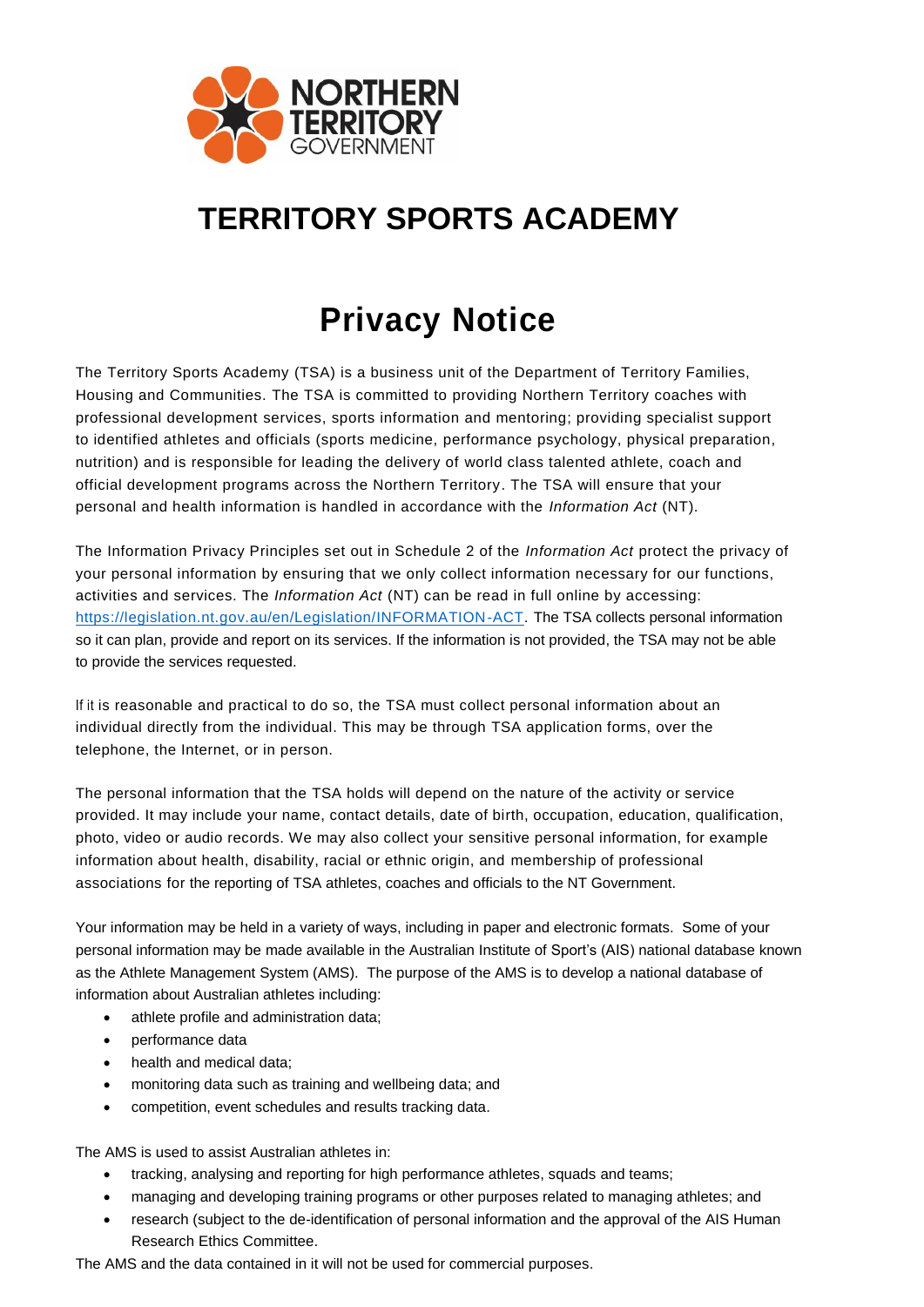NORTHERN TERRITORY GOVERNMENT

# TERRITORY SPORTS ACADEMY

# Privacy Notice

The Territory Sports Academy (TSA) is a business unit of the Department of Territory Families, Housing and Communities. The TSA is committed to providing Northern Territory coaches with professional development services, sports information and mentoring; providing specialist support to identified athletes and officials (sports medicine, performance psychology, physical preparation, nutrition) and is responsible for leading the delivery of world class talented athlete, coach and official development programs across the Northern Territory. The TSA will ensure that your personal and health information is handled in accordance with the *Information Act* (NT).

The Information Privacy Principles set out in Schedule 2 of the *Information Act* protect the privacy of your personal information by ensuring that we only collect information necessary for our functions, activities and services. The *Information Act* (NT) can be read in full online by accessing: [https://legislation.nt.gov.au/en/Legislation/INFORMATION-ACT](https://legislation.nt.gov.au/en/Legislation/INFORMATION-ACT). The TSA collects personal information so it can plan, provide and report on its services. If the information is not provided, the TSA may not be able to provide the services requested.

If it is reasonable and practical to do so, the TSA must collect personal information about an individual directly from the individual. This may be through TSA application forms, over the telephone, the Internet, or in person.

The personal information that the TSA holds will depend on the nature of the activity or service provided. It may include your name, contact details, date of birth, occupation, education, qualification, photo, video or audio records. We may also collect your sensitive personal information, for example information about health, disability, racial or ethnic origin, and membership of professional associations for the reporting of TSA athletes, coaches and officials to the NT Government.

Your information may be held in a variety of ways, including in paper and electronic formats. Some of your personal information may be made available in the Australian Institute of Sport's (AIS) national database known as the Athlete Management System (AMS). The purpose of the AMS is to develop a national database of information about Australian athletes including:

- athlete profile and administration data;
- performance data
- health and medical data;
- monitoring data such as training and wellbeing data; and
- competition, event schedules and results tracking data.

The AMS is used to assist Australian athletes in:

- tracking, analysing and reporting for high performance athletes, squads and teams;
- managing and developing training programs or other purposes related to managing athletes; and
- research (subject to the de-identification of personal information and the approval of the AIS Human Research Ethics Committee.

The AMS and the data contained in it will not be used for commercial purposes.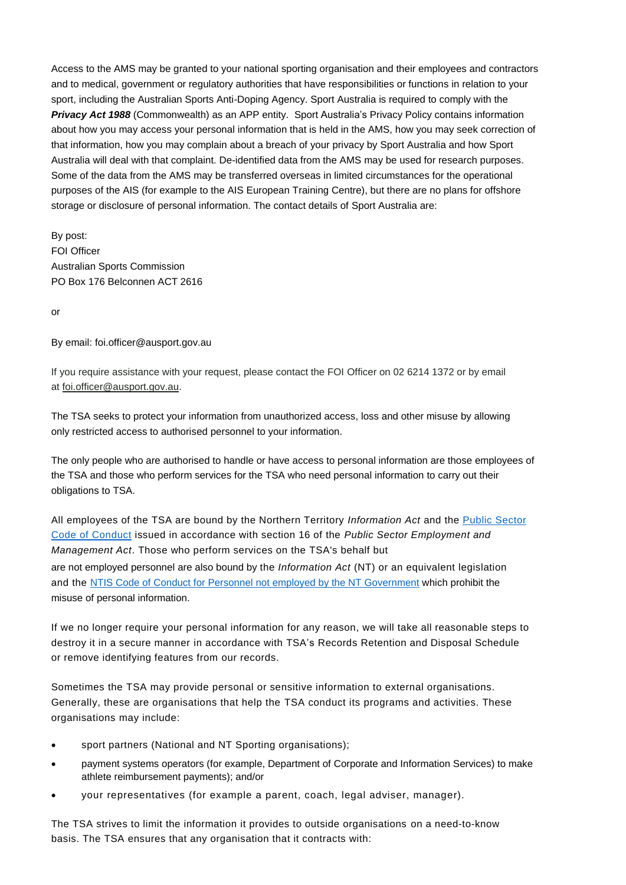Access to the AMS may be granted to your national sporting organisation and their employees and contractors and to medical, government or regulatory authorities that have responsibilities or functions in relation to your sport, including the Australian Sports Anti-Doping Agency. Sport Australia is required to comply with the ***Privacy Act 1988*** (Commonwealth) as an APP entity. Sport Australia's Privacy Policy contains information about how you may access your personal information that is held in the AMS, how you may seek correction of that information, how you may complain about a breach of your privacy by Sport Australia and how Sport Australia will deal with that complaint. De-identified data from the AMS may be used for research purposes. Some of the data from the AMS may be transferred overseas in limited circumstances for the operational purposes of the AIS (for example to the AIS European Training Centre), but there are no plans for offshore storage or disclosure of personal information. The contact details of Sport Australia are:

By post:
FOI Officer
Australian Sports Commission
PO Box 176 Belconnen ACT 2616

or

By email: foi.officer@ausport.gov.au

If you require assistance with your request, please contact the FOI Officer on 02 6214 1372 or by email at foi.officer@ausport.gov.au.

The TSA seeks to protect your information from unauthorized access, loss and other misuse by allowing only restricted access to authorised personnel to your information.

The only people who are authorised to handle or have access to personal information are those employees of the TSA and those who perform services for the TSA who need personal information to carry out their obligations to TSA.

All employees of the TSA are bound by the Northern Territory *Information Act* and the Public Sector Code of Conduct issued in accordance with section 16 of the *Public Sector Employment and Management Act*. Those who perform services on the TSA's behalf but are not employed personnel are also bound by the *Information Act* (NT) or an equivalent legislation and the NTIS Code of Conduct for Personnel not employed by the NT Government which prohibit the misuse of personal information.

If we no longer require your personal information for any reason, we will take all reasonable steps to destroy it in a secure manner in accordance with TSA's Records Retention and Disposal Schedule or remove identifying features from our records.

Sometimes the TSA may provide personal or sensitive information to external organisations. Generally, these are organisations that help the TSA conduct its programs and activities. These organisations may include:

- sport partners (National and NT Sporting organisations);
- payment systems operators (for example, Department of Corporate and Information Services) to make athlete reimbursement payments); and/or
- your representatives (for example a parent, coach, legal adviser, manager).

The TSA strives to limit the information it provides to outside organisations on a need-to-know basis. The TSA ensures that any organisation that it contracts with: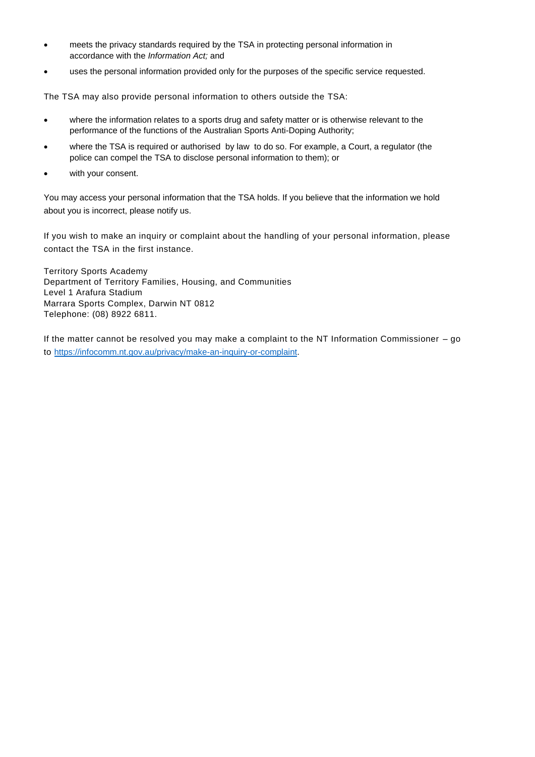- meets the privacy standards required by the TSA in protecting personal information in accordance with the *Information Act;* and
- uses the personal information provided only for the purposes of the specific service requested.

The TSA may also provide personal information to others outside the TSA:

- where the information relates to a sports drug and safety matter or is otherwise relevant to the performance of the functions of the Australian Sports Anti-Doping Authority;
- where the TSA is required or authorised by law to do so. For example, a Court, a regulator (the police can compel the TSA to disclose personal information to them); or
- with your consent.

You may access your personal information that the TSA holds. If you believe that the information we hold about you is incorrect, please notify us.

If you wish to make an inquiry or complaint about the handling of your personal information, please contact the TSA in the first instance.

Territory Sports Academy
Department of Territory Families, Housing, and Communities
Level 1 Arafura Stadium
Marrara Sports Complex, Darwin NT 0812
Telephone: (08) 8922 6811.

If the matter cannot be resolved you may make a complaint to the NT Information Commissioner – go to [https://infocomm.nt.gov.au/privacy/make-an-inquiry-or-complaint](https://infocomm.nt.gov.au/privacy/make-an-inquiry-or-complaint).